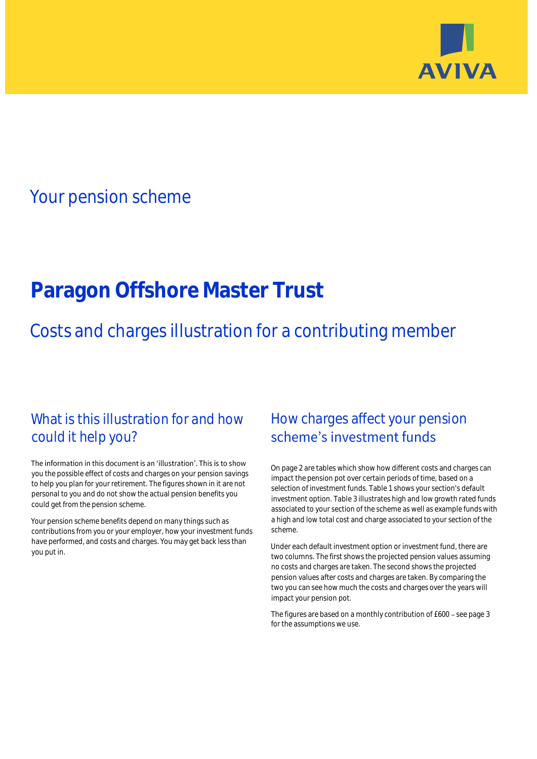Your pension scheme

# Paragon Offshore Master Trust

## Costs and charges illustration for a contributing member

### What is this illustration for and how could it help you?

The information in this document is an 'illustration'. This is to show you the possible effect of costs and charges on your pension savings to help you plan for your retirement. The figures shown in it are not personal to you and do not show the actual pension benefits you could get from the pension scheme.

Your pension scheme benefits depend on many things such as contributions from you or your employer, how your investment funds have performed, and costs and charges. You may get back less than you put in.

### How charges affect your pension scheme's investment funds

On page 2 are tables which show how different costs and charges can impact the pension pot over certain periods of time, based on a selection of investment funds. Table 1 shows your section's default investment option. Table 3 illustrates high and low growth rated funds associated to your section of the scheme as well as example funds with a high and low total cost and charge associated to your section of the scheme.

Under each default investment option or investment fund, there are two columns. The first shows the projected pension values assuming no costs and charges are taken. The second shows the projected pension values after costs and charges are taken. By comparing the two you can see how much the costs and charges over the years will impact your pension pot.

The figures are based on a monthly contribution of £600 – see page 3 for the assumptions we use.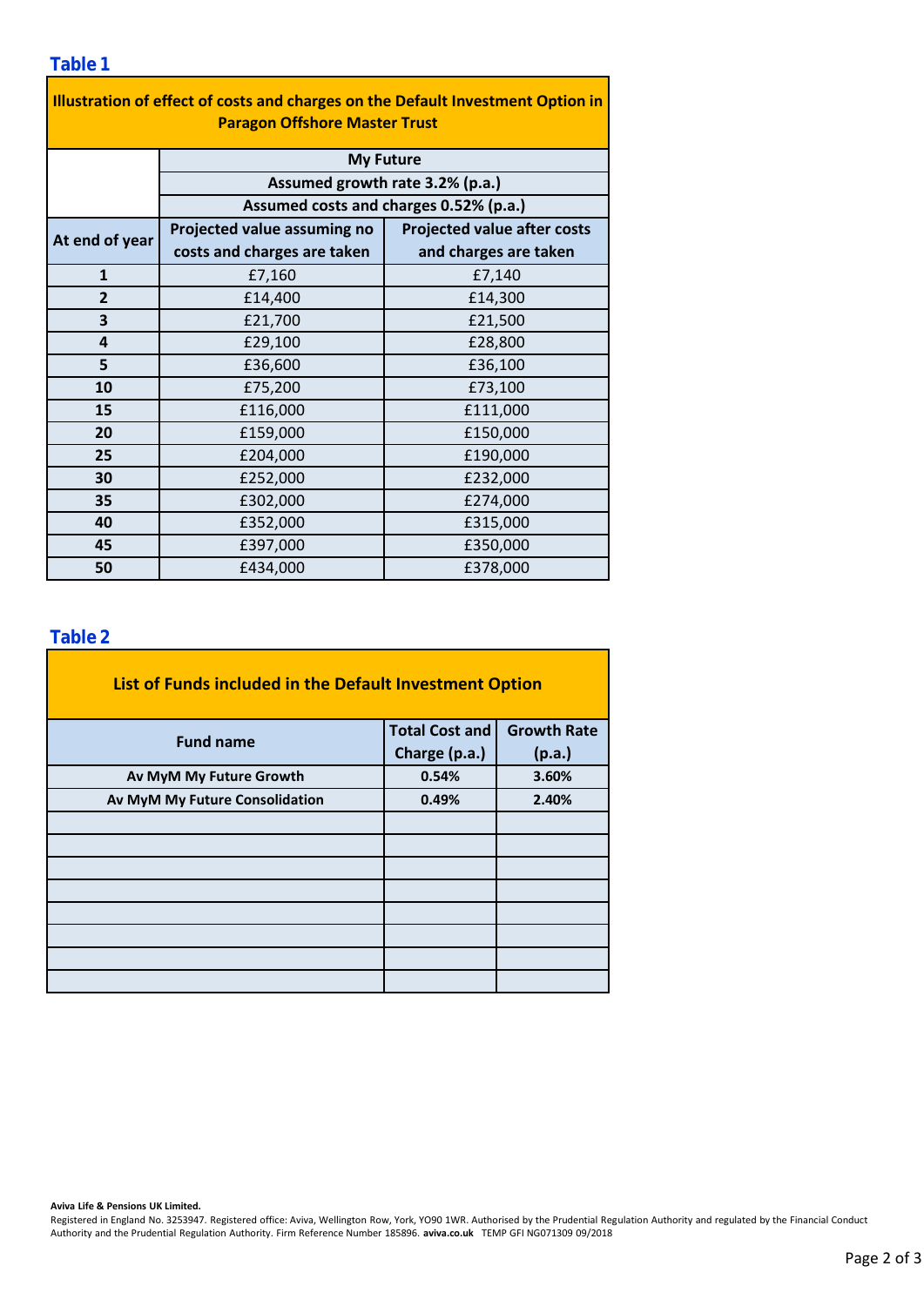## Table 1

| Illustration of effect of costs and charges on the Default Investment Option in Paragon Offshore Master Trust | | |
|---|---|---|
| | My Future | |
| | Assumed growth rate 3.2% (p.a.) | |
| | Assumed costs and charges 0.52% (p.a.) | |
| At end of year | Projected value assuming no costs and charges are taken | Projected value after costs and charges are taken |
| 1 | £7,160 | £7,140 |
| 2 | £14,400 | £14,300 |
| 3 | £21,700 | £21,500 |
| 4 | £29,100 | £28,800 |
| 5 | £36,600 | £36,100 |
| 10 | £75,200 | £73,100 |
| 15 | £116,000 | £111,000 |
| 20 | £159,000 | £150,000 |
| 25 | £204,000 | £190,000 |
| 30 | £252,000 | £232,000 |
| 35 | £302,000 | £274,000 |
| 40 | £352,000 | £315,000 |
| 45 | £397,000 | £350,000 |
| 50 | £434,000 | £378,000 |

## Table 2

**List of Funds included in the Default Investment Option**

| Fund name | Total Cost and Charge (p.a.) | Growth Rate (p.a.) |
|---|---|---|
| Av MyM My Future Growth | 0.54% | 3.60% |
| Av MyM My Future Consolidation | 0.49% | 2.40% |
| | | |
| | | |
| | | |
| | | |
| | | |
| | | |
| | | |
| | | |

**Aviva Life & Pensions UK Limited.**
Registered in England No. 3253947. Registered office: Aviva, Wellington Row, York, YO90 1WR. Authorised by the Prudential Regulation Authority and regulated by the Financial Conduct Authority and the Prudential Regulation Authority. Firm Reference Number 185896. **aviva.co.uk** TEMP GFI NG071309 09/2018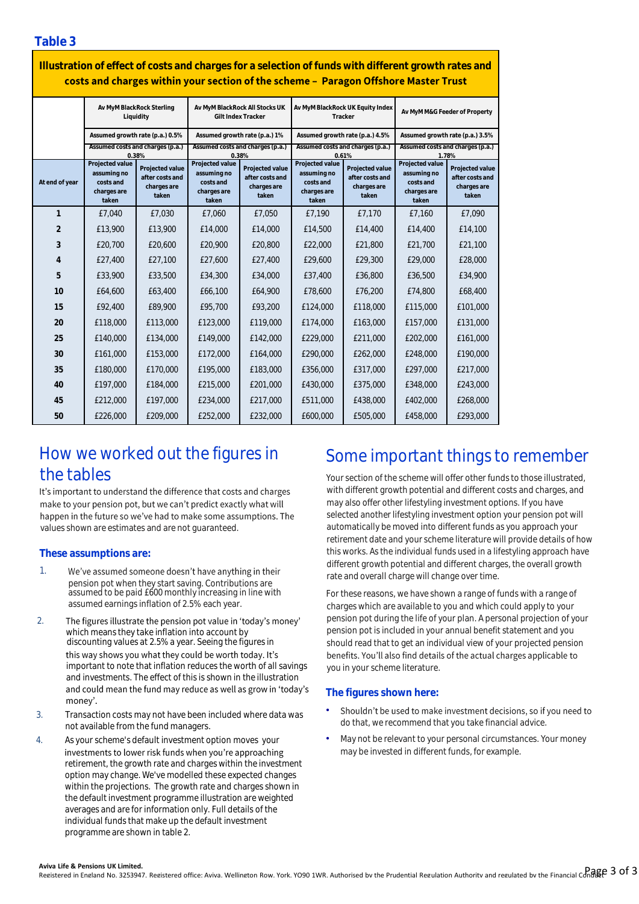## Table 3

| Illustration of effect of costs and charges for a selection of funds with different growth rates and costs and charges within your section of the scheme – Paragon Offshore Master Trust | | | | | | | | |
|---|---|---|---|---|---|---|---|---|
| | Av MyM BlackRock Sterling Liquidity | | Av MyM BlackRock All Stocks UK Gilt Index Tracker | | Av MyM BlackRock UK Equity Index Tracker | | Av MyM M&G Feeder of Property | |
| | Assumed growth rate (p.a.) 0.5% | | Assumed growth rate (p.a.) 1% | | Assumed growth rate (p.a.) 4.5% | | Assumed growth rate (p.a.) 3.5% | |
| | Assumed costs and charges (p.a.) 0.38% | | Assumed costs and charges (p.a.) 0.38% | | Assumed costs and charges (p.a.) 0.61% | | Assumed costs and charges (p.a.) 1.78% | |
| At end of year | Projected value assuming no costs and charges are taken | Projected value after costs and charges are taken | Projected value assuming no costs and charges are taken | Projected value after costs and charges are taken | Projected value assuming no costs and charges are taken | Projected value after costs and charges are taken | Projected value assuming no costs and charges are taken | Projected value after costs and charges are taken |
| 1 | £7,040 | £7,030 | £7,060 | £7,050 | £7,190 | £7,170 | £7,160 | £7,090 |
| 2 | £13,900 | £13,900 | £14,000 | £14,000 | £14,500 | £14,400 | £14,400 | £14,100 |
| 3 | £20,700 | £20,600 | £20,900 | £20,800 | £22,000 | £21,800 | £21,700 | £21,100 |
| 4 | £27,400 | £27,100 | £27,600 | £27,400 | £29,600 | £29,300 | £29,000 | £28,000 |
| 5 | £33,900 | £33,500 | £34,300 | £34,000 | £37,400 | £36,800 | £36,500 | £34,900 |
| 10 | £64,600 | £63,400 | £66,100 | £64,900 | £78,600 | £76,200 | £74,800 | £68,400 |
| 15 | £92,400 | £89,900 | £95,700 | £93,200 | £124,000 | £118,000 | £115,000 | £101,000 |
| 20 | £118,000 | £113,000 | £123,000 | £119,000 | £174,000 | £163,000 | £157,000 | £131,000 |
| 25 | £140,000 | £134,000 | £149,000 | £142,000 | £229,000 | £211,000 | £202,000 | £161,000 |
| 30 | £161,000 | £153,000 | £172,000 | £164,000 | £290,000 | £262,000 | £248,000 | £190,000 |
| 35 | £180,000 | £170,000 | £195,000 | £183,000 | £356,000 | £317,000 | £297,000 | £217,000 |
| 40 | £197,000 | £184,000 | £215,000 | £201,000 | £430,000 | £375,000 | £348,000 | £243,000 |
| 45 | £212,000 | £197,000 | £234,000 | £217,000 | £511,000 | £438,000 | £402,000 | £268,000 |
| 50 | £226,000 | £209,000 | £252,000 | £232,000 | £600,000 | £505,000 | £458,000 | £293,000 |

# How we worked out the figures in the tables

It's important to understand the difference that costs and charges make to your pension pot, but we can't predict exactly what will happen in the future so we've had to make some assumptions. The values shown are estimates and are not guaranteed.

### These assumptions are:

1. We've assumed someone doesn't have anything in their pension pot when they start saving. Contributions are assumed to be paid £600 monthly increasing in line with assumed earnings inflation of 2.5% each year.
2. The figures illustrate the pension pot value in 'today's money' which means they take inflation into account by discounting values at 2.5% a year. Seeing the figures in this way shows you what they could be worth today. It's important to note that inflation reduces the worth of all savings and investments. The effect of this is shown in the illustration and could mean the fund may reduce as well as grow in 'today's money'.
3. Transaction costs may not have been included where data was not available from the fund managers.
4. As your scheme's default investment option moves your investments to lower risk funds when you're approaching retirement, the growth rate and charges within the investment option may change. We've modelled these expected changes within the projections. The growth rate and charges shown in the default investment programme illustration are weighted averages and are for information only. Full details of the individual funds that make up the default investment programme are shown in table 2.

# Some important things to remember

Your section of the scheme will offer other funds to those illustrated, with different growth potential and different costs and charges, and may also offer other lifestyling investment options. If you have selected another lifestyling investment option your pension pot will automatically be moved into different funds as you approach your retirement date and your scheme literature will provide details of how this works. As the individual funds used in a lifestyling approach have different growth potential and different charges, the overall growth rate and overall charge will change over time.

For these reasons, we have shown a range of funds with a range of charges which are available to you and which could apply to your pension pot during the life of your plan. A personal projection of your pension pot is included in your annual benefit statement and you should read that to get an individual view of your projected pension benefits. You'll also find details of the actual charges applicable to you in your scheme literature.

### The figures shown here:

- Shouldn't be used to make investment decisions, so if you need to do that, we recommend that you take financial advice.
- May not be relevant to your personal circumstances. Your money may be invested in different funds, for example.

**Aviva Life & Pensions UK Limited.**
Registered in England No. 3253947. Registered office: Aviva, Wellington Row, York, YO90 1WR. Authorised by the Prudential Regulation Authority and regulated by the Financial Conduct